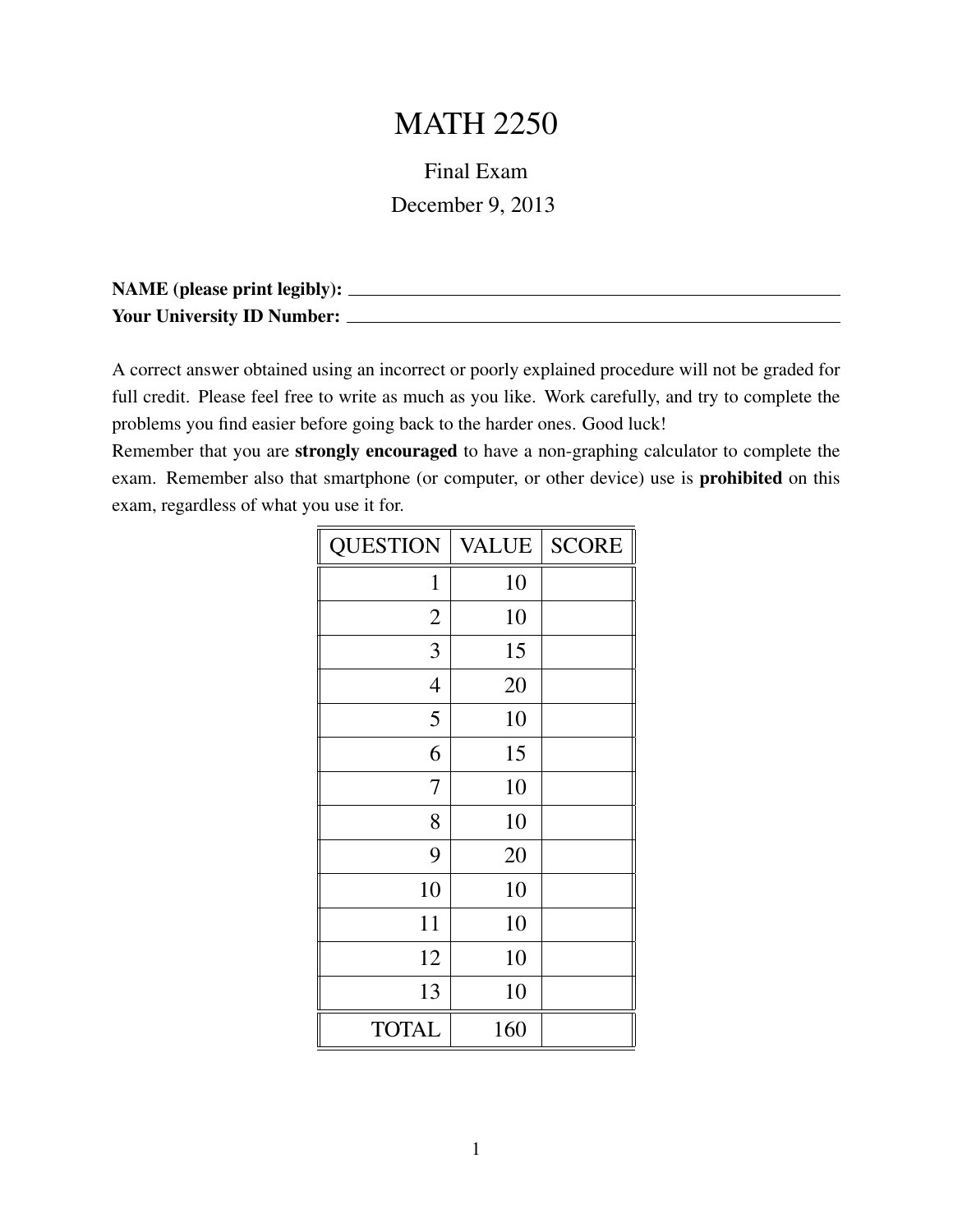# MATH 2250

Final Exam

December 9, 2013

**NAME (please print legibly):** ______________________________

**Your University ID Number:** ______________________________

A correct answer obtained using an incorrect or poorly explained procedure will not be graded for full credit. Please feel free to write as much as you like. Work carefully, and try to complete the problems you find easier before going back to the harder ones. Good luck!

Remember that you are **strongly encouraged** to have a non-graphing calculator to complete the exam. Remember also that smartphone (or computer, or other device) use is **prohibited** on this exam, regardless of what you use it for.

| QUESTION | VALUE | SCORE |
|---|---|---|
| 1 | 10 | |
| 2 | 10 | |
| 3 | 15 | |
| 4 | 20 | |
| 5 | 10 | |
| 6 | 15 | |
| 7 | 10 | |
| 8 | 10 | |
| 9 | 20 | |
| 10 | 10 | |
| 11 | 10 | |
| 12 | 10 | |
| 13 | 10 | |
| TOTAL | 160 | |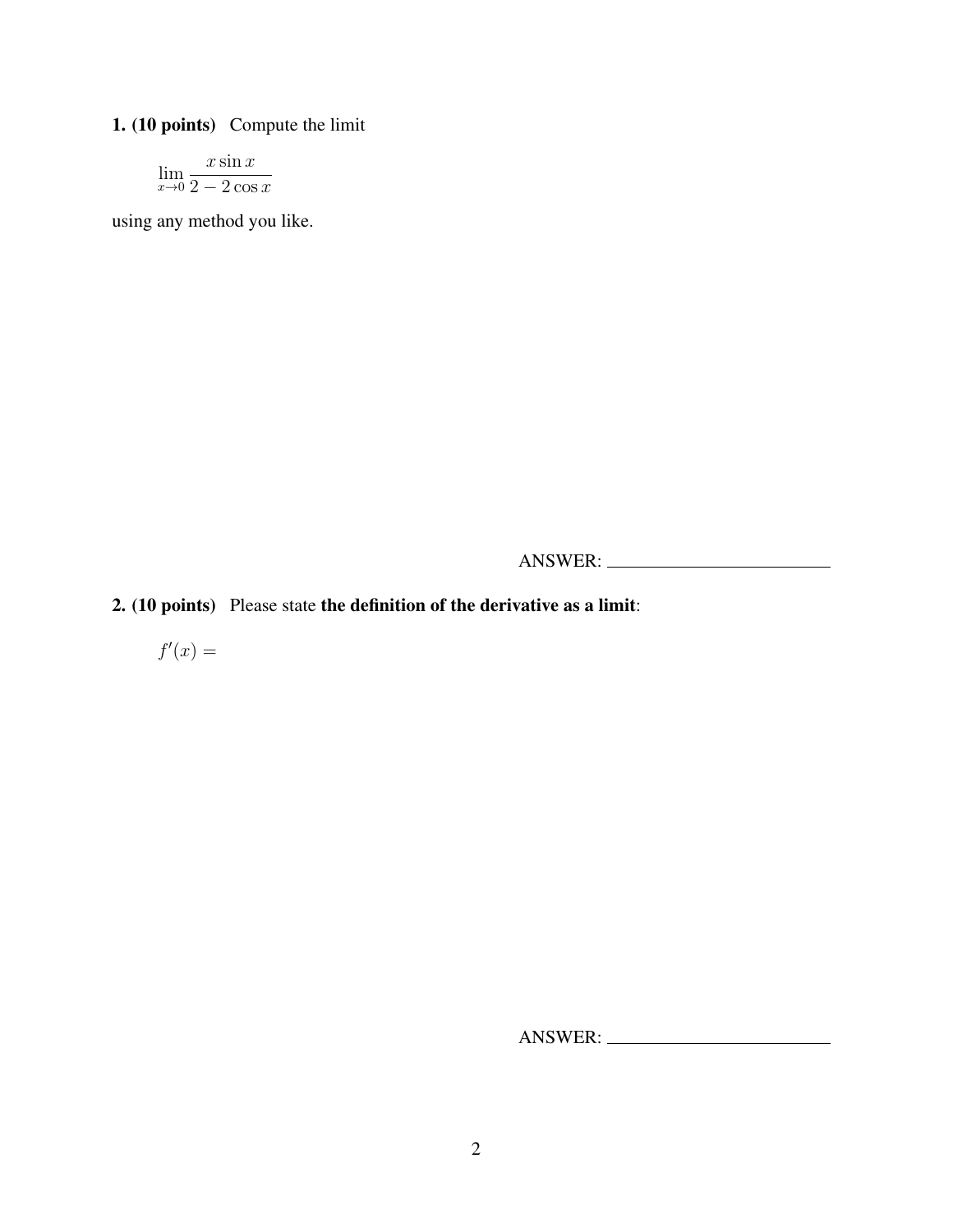**1. (10 points)** Compute the limit

$$\lim_{x \to 0} \frac{x \sin x}{2 - 2\cos x}$$

using any method you like.

ANSWER: ______________________

**2. (10 points)** Please state **the definition of the derivative as a limit**:

$f'(x) =$

ANSWER: ______________________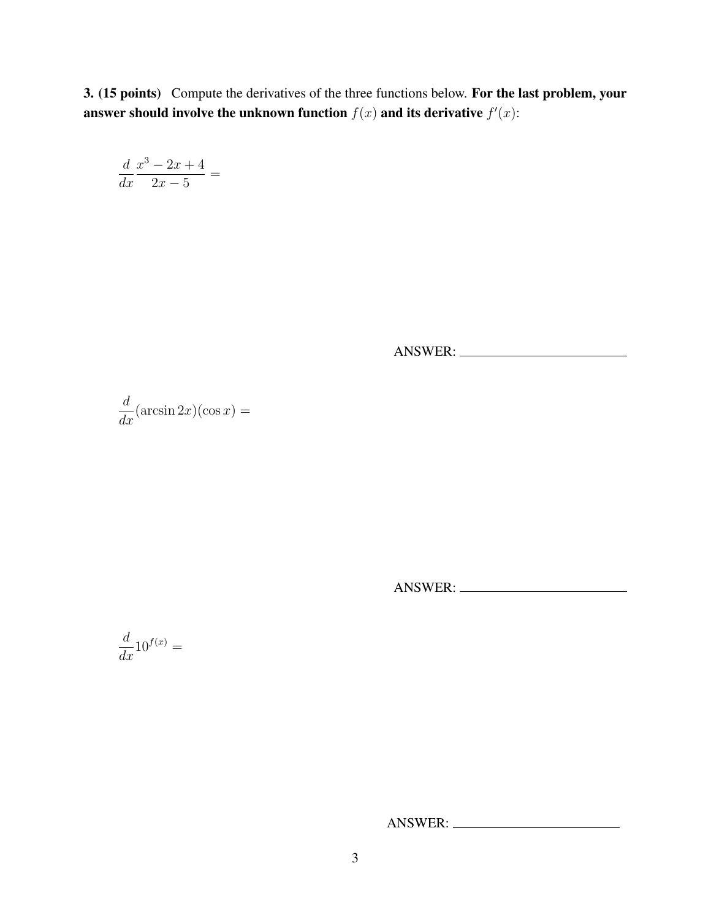**3. (15 points)** Compute the derivatives of the three functions below. **For the last problem, your answer should involve the unknown function $f(x)$ and its derivative $f'(x)$:**

$$\frac{d}{dx}\frac{x^3 - 2x + 4}{2x - 5} =$$

ANSWER: ________________________

$$\frac{d}{dx}(\arcsin 2x)(\cos x) =$$

ANSWER: ________________________

$$\frac{d}{dx}10^{f(x)} =$$

ANSWER: ________________________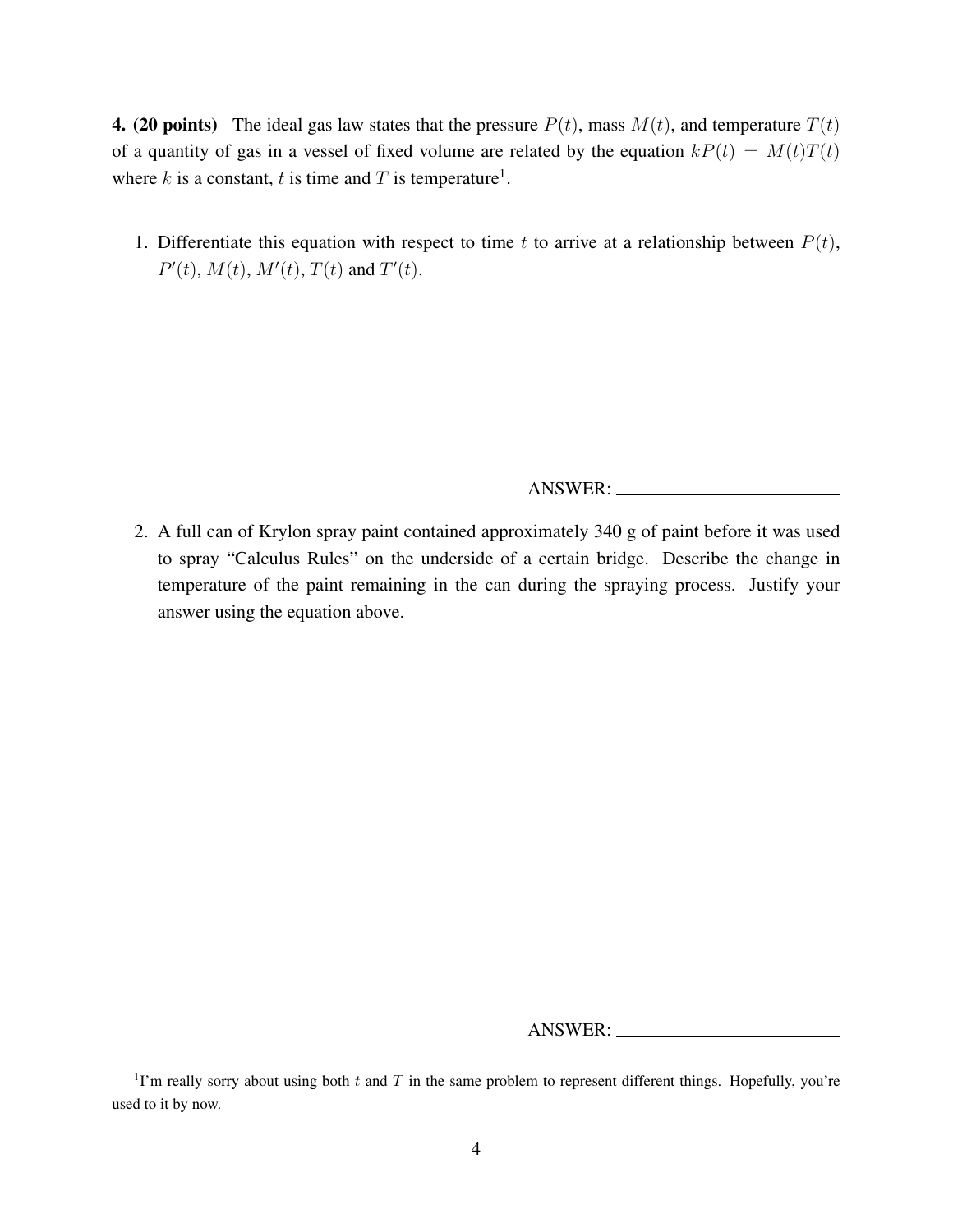**4. (20 points)** The ideal gas law states that the pressure $P(t)$, mass $M(t)$, and temperature $T(t)$ of a quantity of gas in a vessel of fixed volume are related by the equation $kP(t) = M(t)T(t)$ where $k$ is a constant, $t$ is time and $T$ is temperature[1].

1. Differentiate this equation with respect to time $t$ to arrive at a relationship between $P(t)$, $P'(t)$, $M(t)$, $M'(t)$, $T(t)$ and $T'(t)$.

   ANSWER: \_\_\_\_\_\_\_\_\_\_\_\_\_\_\_\_\_\_\_\_\_\_\_\_

2. A full can of Krylon spray paint contained approximately 340 g of paint before it was used to spray "Calculus Rules" on the underside of a certain bridge. Describe the change in temperature of the paint remaining in the can during the spraying process. Justify your answer using the equation above.

   ANSWER: \_\_\_\_\_\_\_\_\_\_\_\_\_\_\_\_\_\_\_\_\_\_\_\_

[1] I'm really sorry about using both $t$ and $T$ in the same problem to represent different things. Hopefully, you're used to it by now.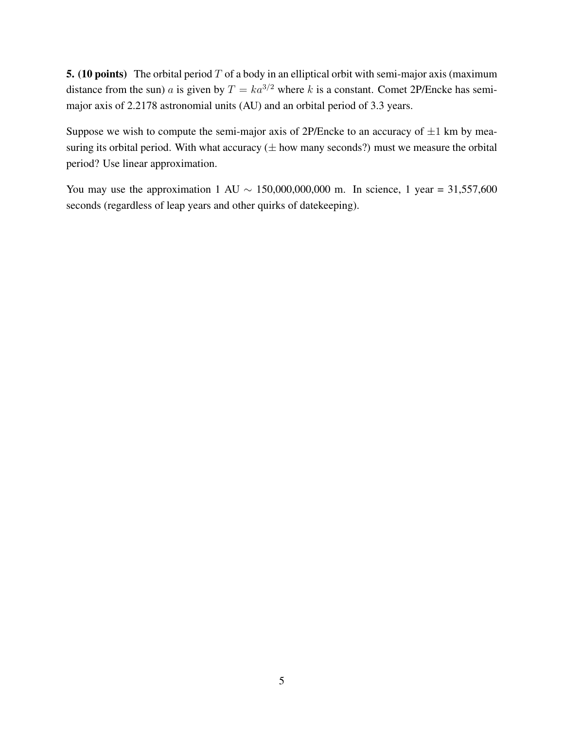**5. (10 points)** The orbital period $T$ of a body in an elliptical orbit with semi-major axis (maximum distance from the sun) $a$ is given by $T = ka^{3/2}$ where $k$ is a constant. Comet 2P/Encke has semi-major axis of 2.2178 astronomial units (AU) and an orbital period of 3.3 years.

Suppose we wish to compute the semi-major axis of 2P/Encke to an accuracy of $\pm 1$ km by measuring its orbital period. With what accuracy ($\pm$ how many seconds?) must we measure the orbital period? Use linear approximation.

You may use the approximation 1 AU $\sim$ 150,000,000,000 m. In science, 1 year = 31,557,600 seconds (regardless of leap years and other quirks of datekeeping).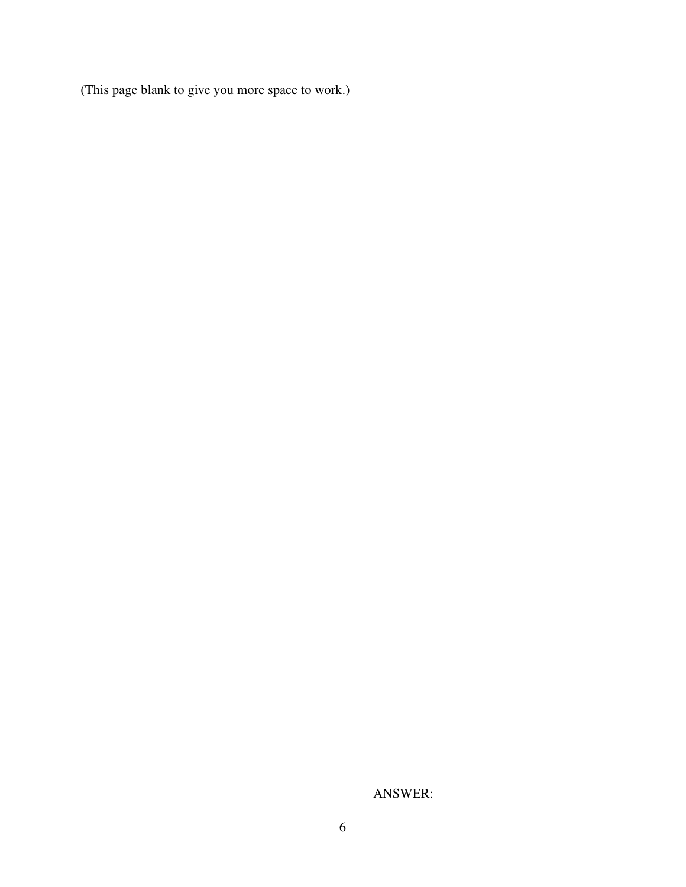(This page blank to give you more space to work.)

ANSWER: ________________________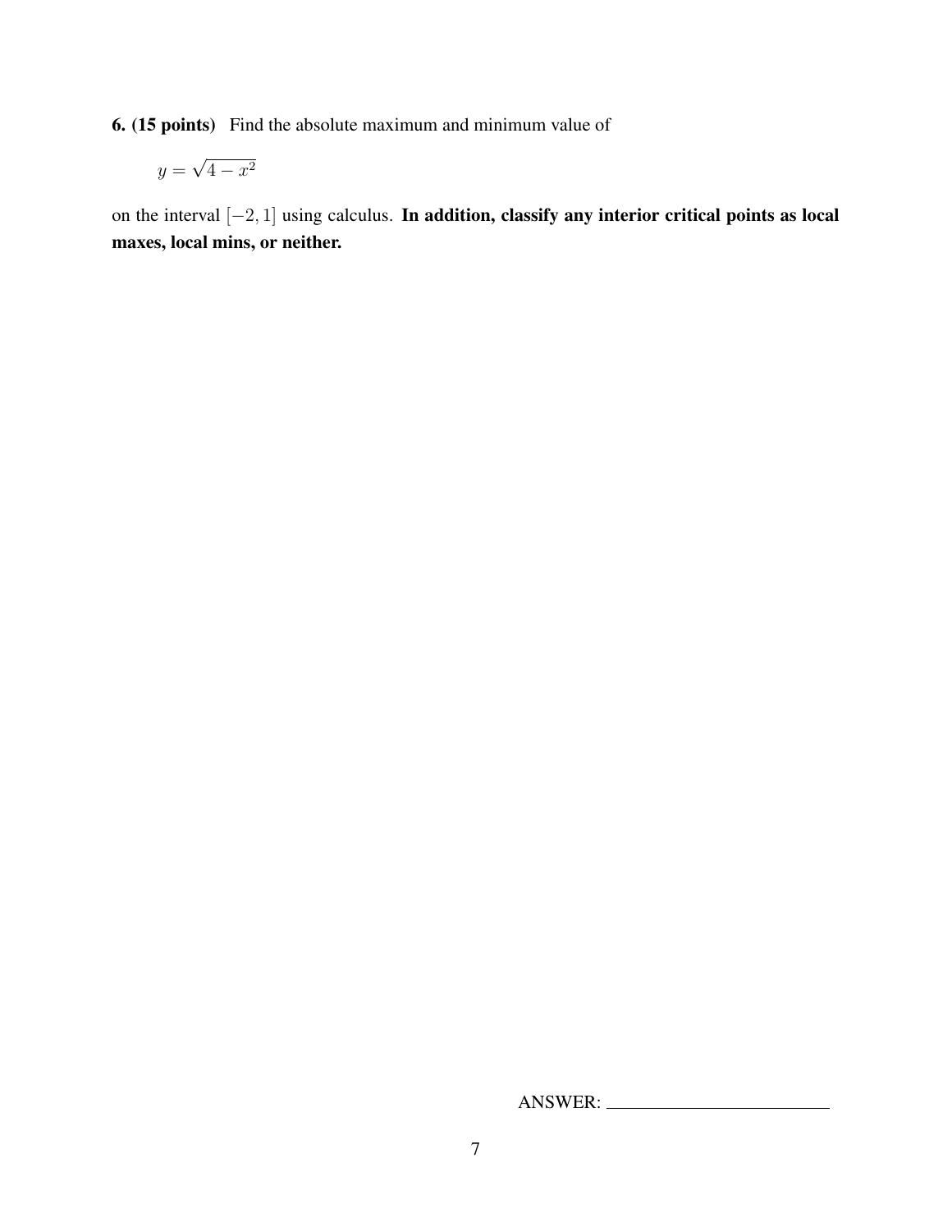**6. (15 points)** Find the absolute maximum and minimum value of

$$y = \sqrt{4 - x^2}$$

on the interval $[-2, 1]$ using calculus. **In addition, classify any interior critical points as local maxes, local mins, or neither.**

ANSWER: ______________________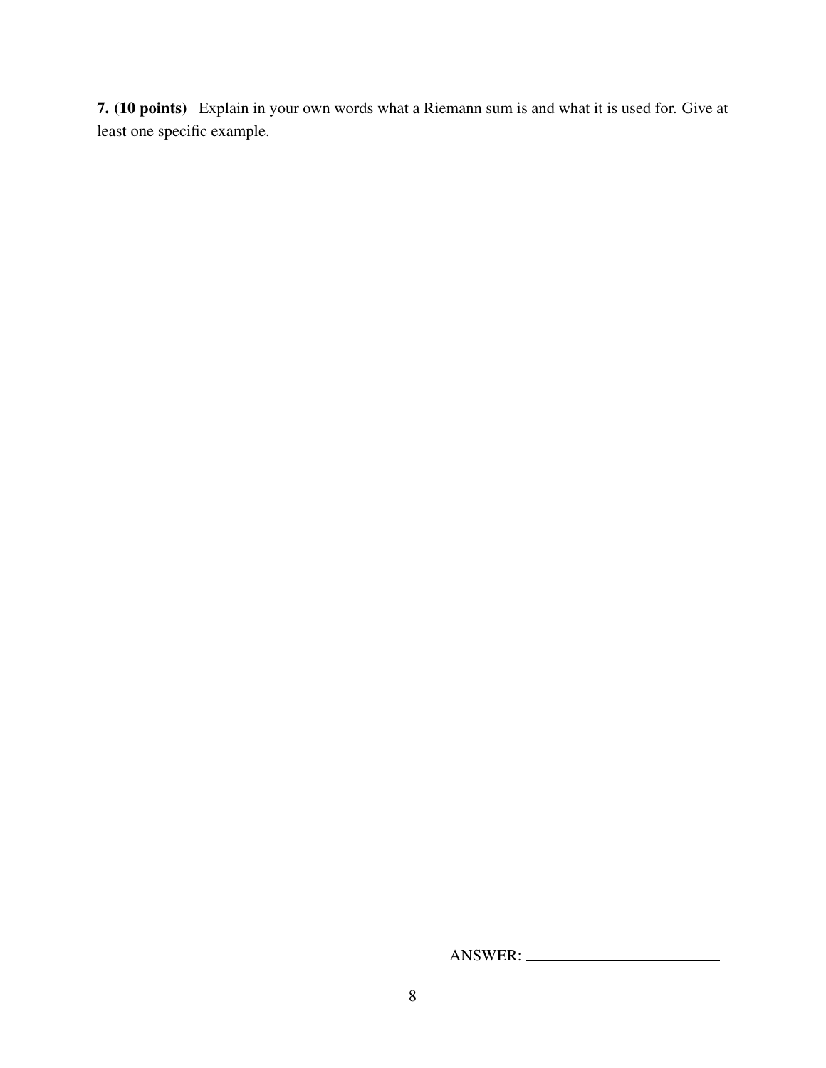**7. (10 points)** Explain in your own words what a Riemann sum is and what it is used for. Give at least one specific example.

ANSWER: ________________________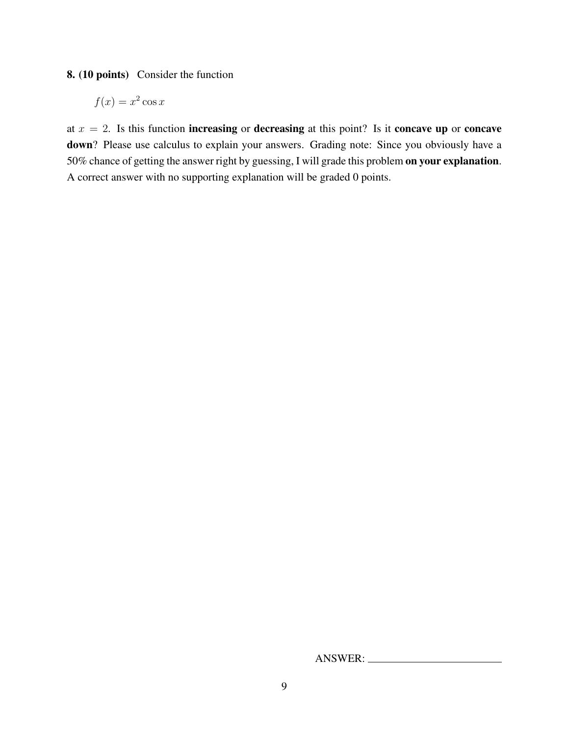**8. (10 points)** Consider the function

$$f(x) = x^2 \cos x$$

at $x = 2$. Is this function **increasing** or **decreasing** at this point? Is it **concave up** or **concave down**? Please use calculus to explain your answers. Grading note: Since you obviously have a 50% chance of getting the answer right by guessing, I will grade this problem **on your explanation**. A correct answer with no supporting explanation will be graded 0 points.

ANSWER: ________________________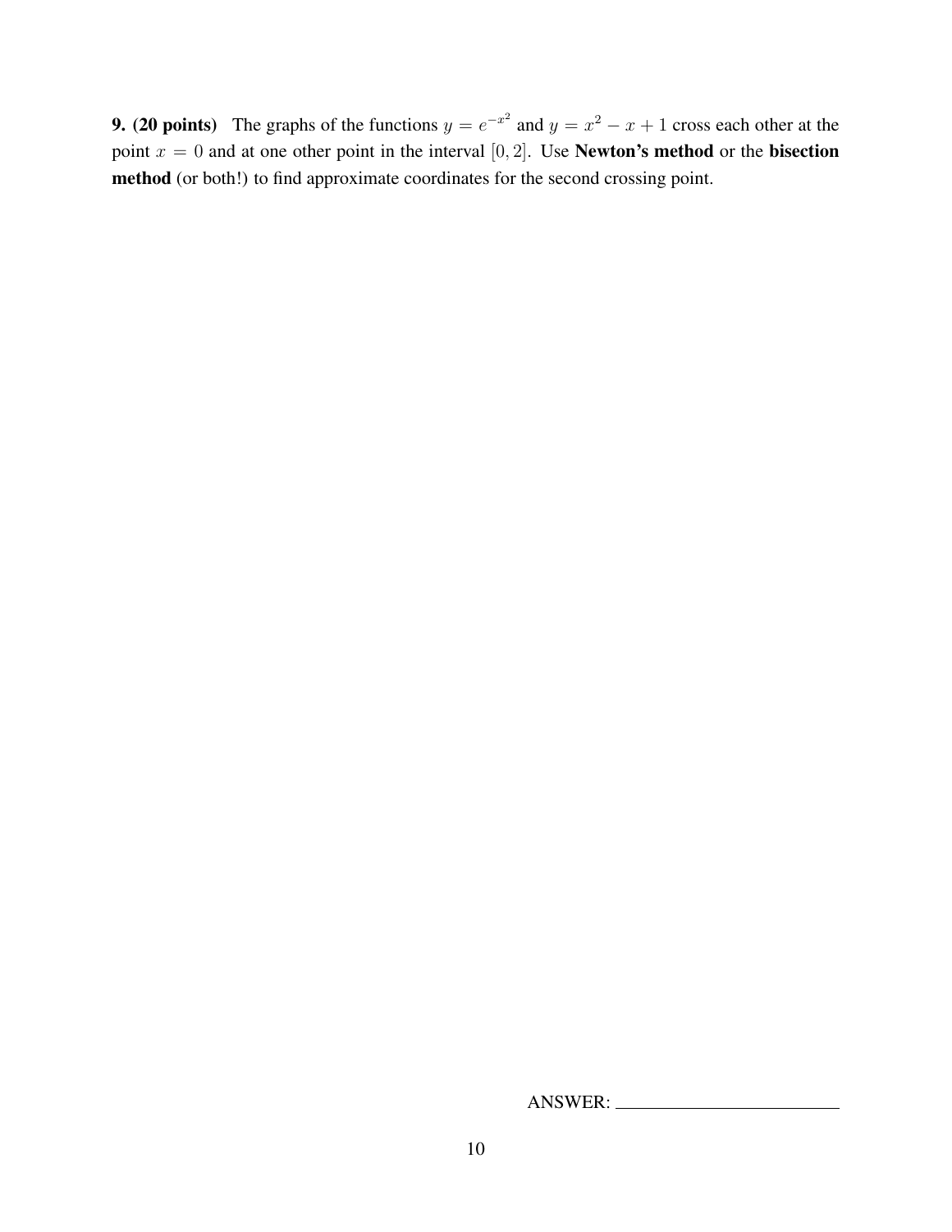**9. (20 points)** The graphs of the functions $y = e^{-x^2}$ and $y = x^2 - x + 1$ cross each other at the point $x = 0$ and at one other point in the interval $[0, 2]$. Use **Newton's method** or the **bisection method** (or both!) to find approximate coordinates for the second crossing point.

ANSWER: ________________________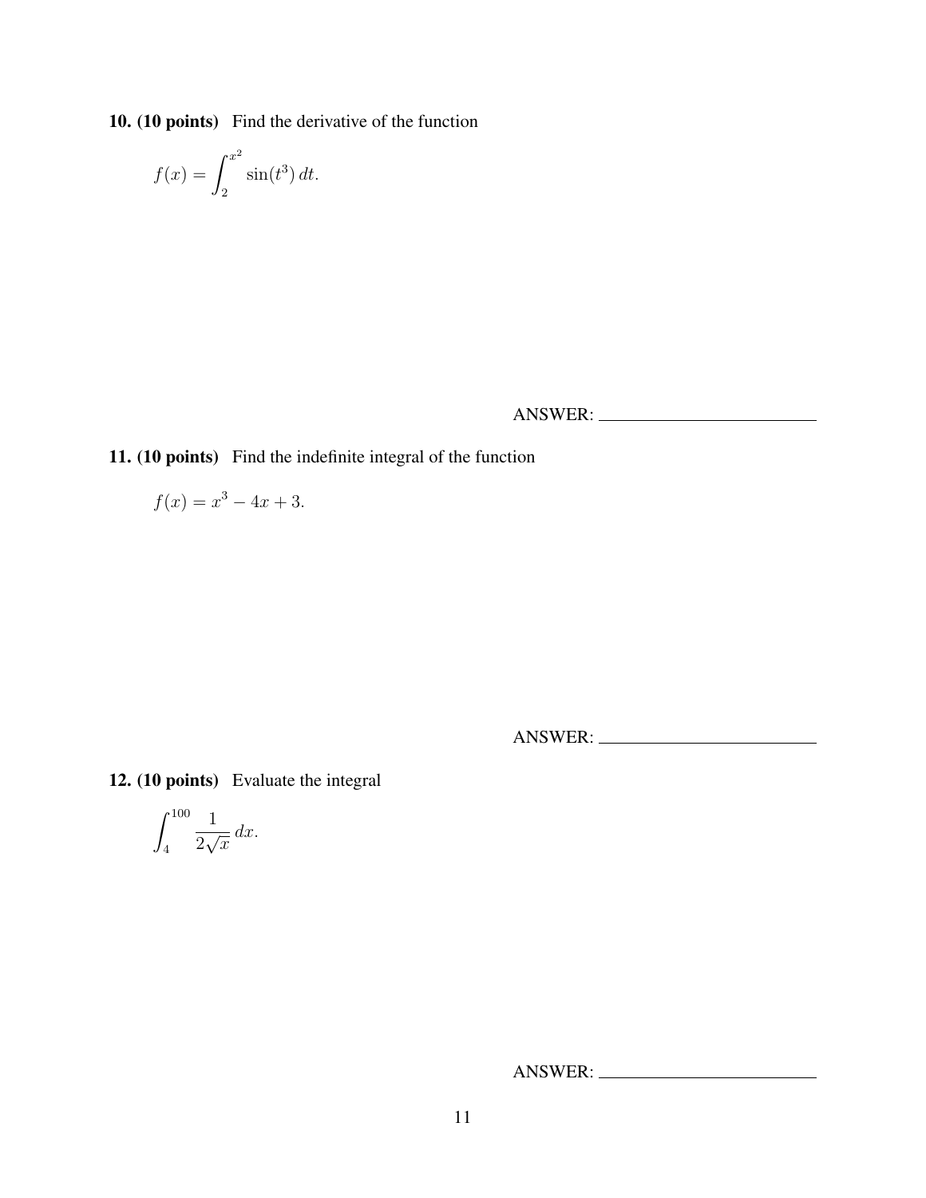**10. (10 points)** Find the derivative of the function

$$f(x) = \int_2^{x^2} \sin(t^3)\, dt.$$

ANSWER: ____________________

**11. (10 points)** Find the indefinite integral of the function

$$f(x) = x^3 - 4x + 3.$$

ANSWER: ____________________

**12. (10 points)** Evaluate the integral

$$\int_4^{100} \frac{1}{2\sqrt{x}}\, dx.$$

ANSWER: ____________________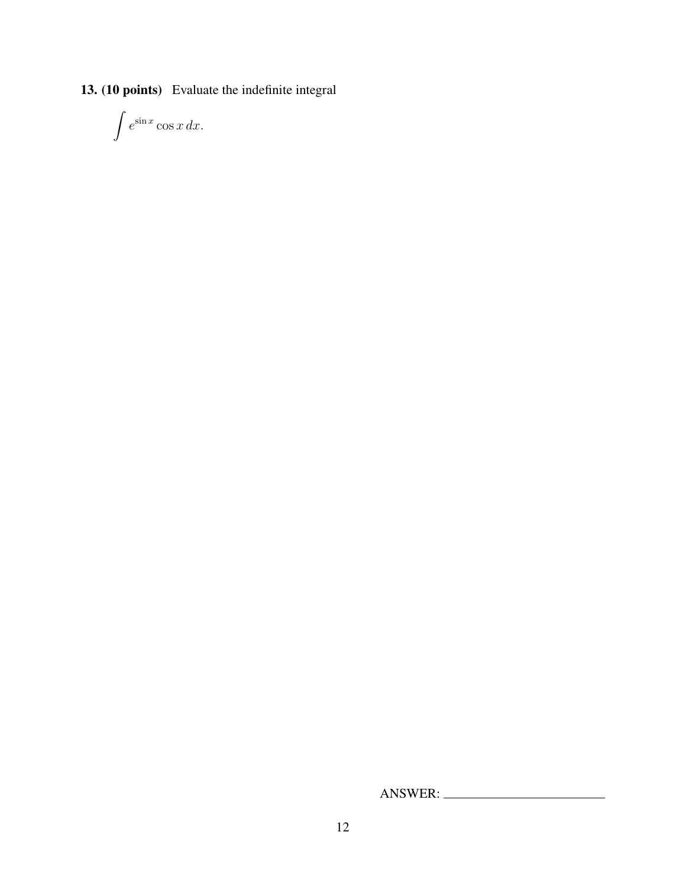**13. (10 points)** Evaluate the indefinite integral

$$\int e^{\sin x} \cos x \, dx.$$

ANSWER: \_\_\_\_\_\_\_\_\_\_\_\_\_\_\_\_\_\_\_\_\_\_\_\_